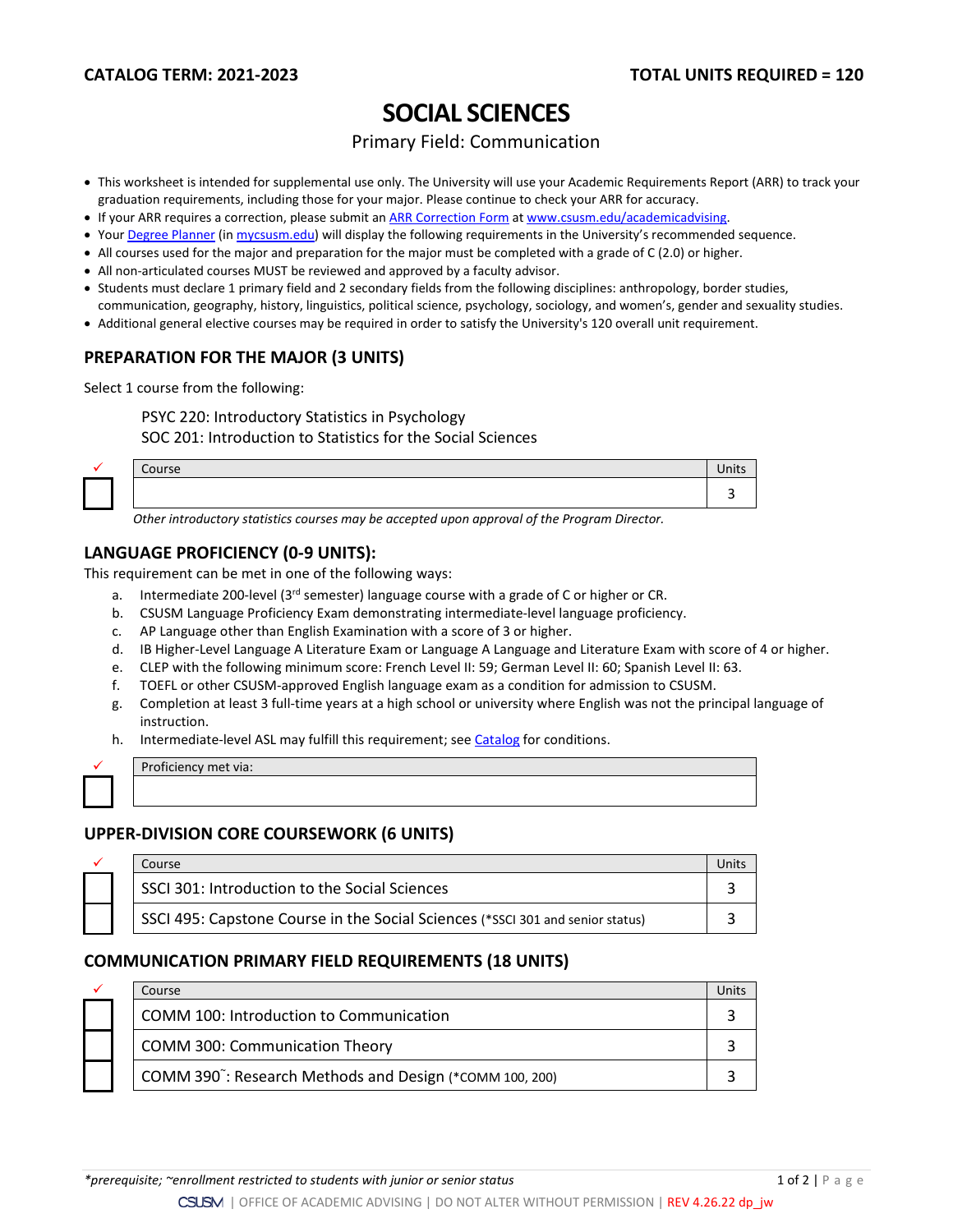**CATALOG TERM: 2021-2023** **TOTAL UNITS REQUIRED = 120**

# SOCIAL SCIENCES

Primary Field: Communication

- This worksheet is intended for supplemental use only. The University will use your Academic Requirements Report (ARR) to track your graduation requirements, including those for your major. Please continue to check your ARR for accuracy.
- If your ARR requires a correction, please submit an ARR Correction Form at www.csusm.edu/academicadvising.
- Your Degree Planner (in mycsusm.edu) will display the following requirements in the University's recommended sequence.
- All courses used for the major and preparation for the major must be completed with a grade of C (2.0) or higher.
- All non-articulated courses MUST be reviewed and approved by a faculty advisor.
- Students must declare 1 primary field and 2 secondary fields from the following disciplines: anthropology, border studies, communication, geography, history, linguistics, political science, psychology, sociology, and women's, gender and sexuality studies.
- Additional general elective courses may be required in order to satisfy the University's 120 overall unit requirement.

## PREPARATION FOR THE MAJOR (3 UNITS)

Select 1 course from the following:

PSYC 220: Introductory Statistics in Psychology
SOC 201: Introduction to Statistics for the Social Sciences

| ✓ | Course | Units |
|---|---|---|
| ☐ | | 3 |

*Other introductory statistics courses may be accepted upon approval of the Program Director.*

## LANGUAGE PROFICIENCY (0-9 UNITS):

This requirement can be met in one of the following ways:

a. Intermediate 200-level (3rd semester) language course with a grade of C or higher or CR.
b. CSUSM Language Proficiency Exam demonstrating intermediate-level language proficiency.
c. AP Language other than English Examination with a score of 3 or higher.
d. IB Higher-Level Language A Literature Exam or Language A Language and Literature Exam with score of 4 or higher.
e. CLEP with the following minimum score: French Level II: 59; German Level II: 60; Spanish Level II: 63.
f. TOEFL or other CSUSM-approved English language exam as a condition for admission to CSUSM.
g. Completion at least 3 full-time years at a high school or university where English was not the principal language of instruction.
h. Intermediate-level ASL may fulfill this requirement; see Catalog for conditions.

| ✓ | Proficiency met via: |
|---|---|
| ☐ | |

## UPPER-DIVISION CORE COURSEWORK (6 UNITS)

| ✓ | Course | Units |
|---|---|---|
| ☐ | SSCI 301: Introduction to the Social Sciences | 3 |
| ☐ | SSCI 495: Capstone Course in the Social Sciences (*SSCI 301 and senior status) | 3 |

## COMMUNICATION PRIMARY FIELD REQUIREMENTS (18 UNITS)

| ✓ | Course | Units |
|---|---|---|
| ☐ | COMM 100: Introduction to Communication | 3 |
| ☐ | COMM 300: Communication Theory | 3 |
| ☐ | COMM 390~: Research Methods and Design (*COMM 100, 200) | 3 |

*\*prerequisite; ~enrollment restricted to students with junior or senior status*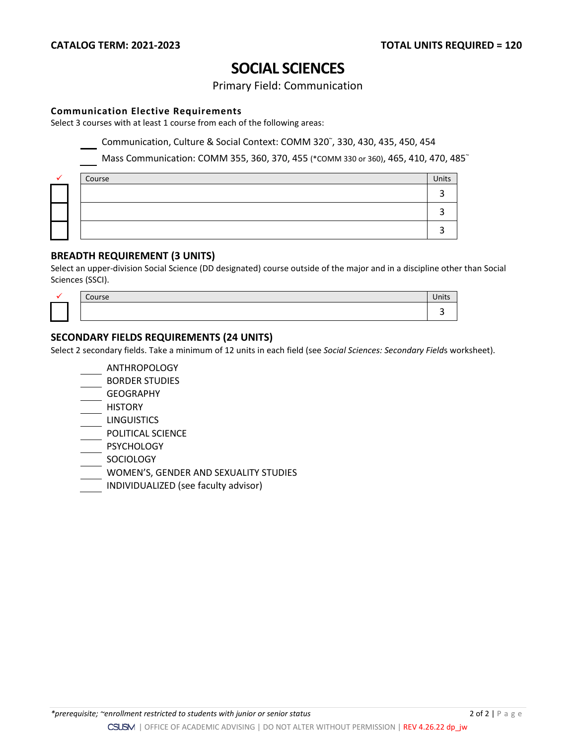**CATALOG TERM: 2021-2023** | **TOTAL UNITS REQUIRED = 120**

# SOCIAL SCIENCES

Primary Field: Communication

### Communication Elective Requirements

Select 3 courses with at least 1 course from each of the following areas:

___ Communication, Culture & Social Context: COMM 320˜, 330, 430, 435, 450, 454

___ Mass Communication: COMM 355, 360, 370, 455 (*COMM 330 or 360), 465, 410, 470, 485˜

| ✓ | Course | Units |
|---|---|---|
| ☐ | | 3 |
| ☐ | | 3 |
| ☐ | | 3 |

## BREADTH REQUIREMENT (3 UNITS)

Select an upper-division Social Science (DD designated) course outside of the major and in a discipline other than Social Sciences (SSCI).

| ✓ | Course | Units |
|---|---|---|
| ☐ | | 3 |

## SECONDARY FIELDS REQUIREMENTS (24 UNITS)

Select 2 secondary fields. Take a minimum of 12 units in each field (see *Social Sciences: Secondary Fields* worksheet).

___ ANTHROPOLOGY
___ BORDER STUDIES
___ GEOGRAPHY
___ HISTORY
___ LINGUISTICS
___ POLITICAL SCIENCE
___ PSYCHOLOGY
___ SOCIOLOGY
___ WOMEN'S, GENDER AND SEXUALITY STUDIES
___ INDIVIDUALIZED (see faculty advisor)

*\*prerequisite; ~enrollment restricted to students with junior or senior status*

CSUSM | OFFICE OF ACADEMIC ADVISING | DO NOT ALTER WITHOUT PERMISSION | REV 4.26.22 dp_jw